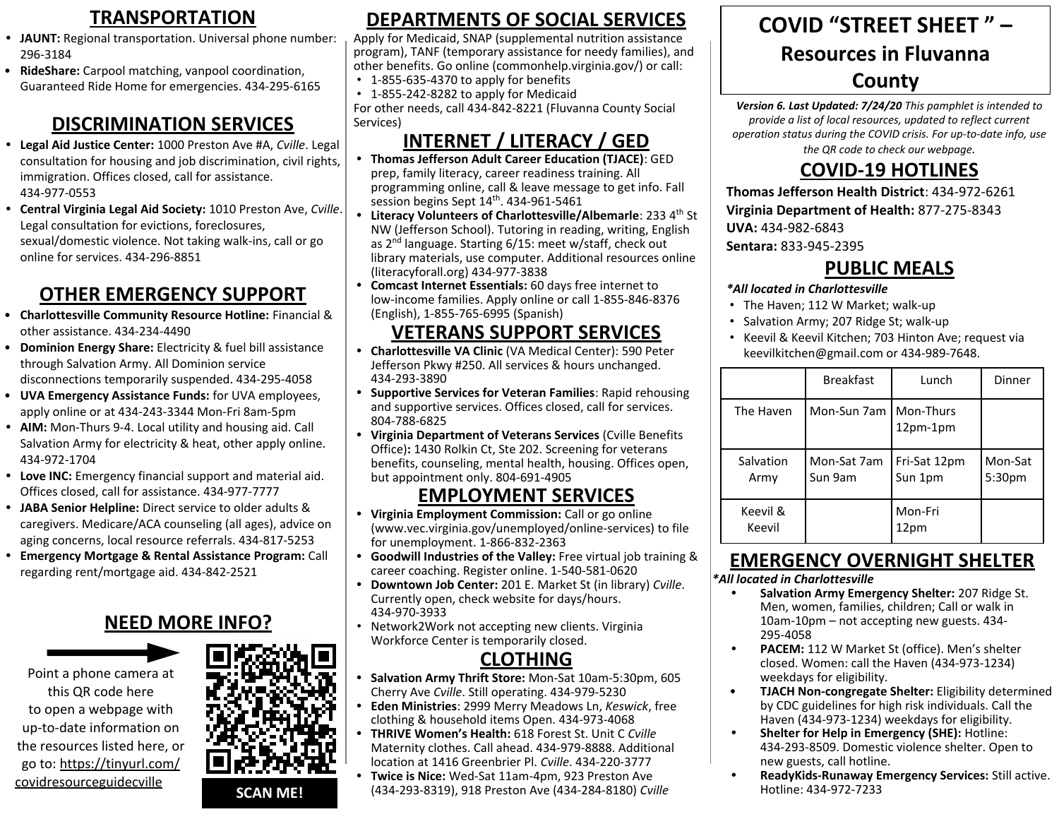## TRANSPORTATION

- **JAUNT:** Regional transportation. Universal phone number: 296-3184
- **RideShare:** Carpool matching, vanpool coordination, Guaranteed Ride Home for emergencies. 434-295-6165

## DISCRIMINATION SERVICES

- **Legal Aid Justice Center:** 1000 Preston Ave #A, *Cville*. Legal consultation for housing and job discrimination, civil rights, immigration. Offices closed, call for assistance. 434-977-0553
- **Central Virginia Legal Aid Society:** 1010 Preston Ave, *Cville*. Legal consultation for evictions, foreclosures, sexual/domestic violence. Not taking walk-ins, call or go online for services. 434-296-8851

## OTHER EMERGENCY SUPPORT

- **Charlottesville Community Resource Hotline:** Financial & other assistance. 434-234-4490
- **Dominion Energy Share:** Electricity & fuel bill assistance through Salvation Army. All Dominion service disconnections temporarily suspended. 434-295-4058
- **UVA Emergency Assistance Funds:** for UVA employees, apply online or at 434-243-3344 Mon-Fri 8am-5pm
- **AIM:** Mon-Thurs 9-4. Local utility and housing aid. Call Salvation Army for electricity & heat, other apply online. 434-972-1704
- **Love INC:** Emergency financial support and material aid. Offices closed, call for assistance. 434-977-7777
- **JABA Senior Helpline:** Direct service to older adults & caregivers. Medicare/ACA counseling (all ages), advice on aging concerns, local resource referrals. 434-817-5253
- **Emergency Mortgage & Rental Assistance Program:** Call regarding rent/mortgage aid. 434-842-2521

## NEED MORE INFO?

Point a phone camera at this QR code here to open a webpage with up-to-date information on the resources listed here, or go to: https://tinyurl.com/covidresourceguidecville

SCAN ME!

## DEPARTMENTS OF SOCIAL SERVICES

Apply for Medicaid, SNAP (supplemental nutrition assistance program), TANF (temporary assistance for needy families), and other benefits. Go online (commonhelp.virginia.gov/) or call:

- 1-855-635-4370 to apply for benefits
- 1-855-242-8282 to apply for Medicaid

For other needs, call 434-842-8221 (Fluvanna County Social Services)

## INTERNET / LITERACY / GED

- **Thomas Jefferson Adult Career Education (TJACE)**: GED prep, family literacy, career readiness training. All programming online, call & leave message to get info. Fall session begins Sept 14th. 434-961-5461
- **Literacy Volunteers of Charlottesville/Albemarle**: 233 4th St NW (Jefferson School). Tutoring in reading, writing, English as 2nd language. Starting 6/15: meet w/staff, check out library materials, use computer. Additional resources online (literacyforall.org) 434-977-3838
- **Comcast Internet Essentials:** 60 days free internet to low-income families. Apply online or call 1-855-846-8376 (English), 1-855-765-6995 (Spanish)

## VETERANS SUPPORT SERVICES

- **Charlottesville VA Clinic** (VA Medical Center): 590 Peter Jefferson Pkwy #250. All services & hours unchanged. 434-293-3890
- **Supportive Services for Veteran Families**: Rapid rehousing and supportive services. Offices closed, call for services. 804-788-6825
- **Virginia Department of Veterans Services** (Cville Benefits Office)**:** 1430 Rolkin Ct, Ste 202. Screening for veterans benefits, counseling, mental health, housing. Offices open, but appointment only. 804-691-4905

## EMPLOYMENT SERVICES

- **Virginia Employment Commission:** Call or go online (www.vec.virginia.gov/unemployed/online-services) to file for unemployment. 1-866-832-2363
- **Goodwill Industries of the Valley:** Free virtual job training & career coaching. Register online. 1-540-581-0620
- **Downtown Job Center:** 201 E. Market St (in library) *Cville*. Currently open, check website for days/hours. 434-970-3933
- Network2Work not accepting new clients. Virginia Workforce Center is temporarily closed.

## CLOTHING

- **Salvation Army Thrift Store:** Mon-Sat 10am-5:30pm, 605 Cherry Ave *Cville*. Still operating. 434-979-5230
- **Eden Ministries**: 2999 Merry Meadows Ln, *Keswick*, free clothing & household items Open. 434-973-4068
- **THRIVE Women's Health:** 618 Forest St. Unit C *Cville* Maternity clothes. Call ahead. 434-979-8888. Additional location at 1416 Greenbrier Pl. *Cville*. 434-220-3777
- **Twice is Nice:** Wed-Sat 11am-4pm, 923 Preston Ave (434-293-8319), 918 Preston Ave (434-284-8180) *Cville*

# COVID "STREET SHEET" – Resources in Fluvanna County

***Version 6. Last Updated: 7/24/20*** *This pamphlet is intended to provide a list of local resources, updated to reflect current operation status during the COVID crisis. For up-to-date info, use the QR code to check our webpage.*

## COVID-19 HOTLINES

**Thomas Jefferson Health District**: 434-972-6261
**Virginia Department of Health:** 877-275-8343
**UVA:** 434-982-6843
**Sentara:** 833-945-2395

## PUBLIC MEALS

***All located in Charlottesville***

- The Haven; 112 W Market; walk-up
- Salvation Army; 207 Ridge St; walk-up
- Keevil & Keevil Kitchen; 703 Hinton Ave; request via keevilkitchen@gmail.com or 434-989-7648.

| | Breakfast | Lunch | Dinner |
|---|---|---|---|
| The Haven | Mon-Sun 7am | Mon-Thurs 12pm-1pm | |
| Salvation Army | Mon-Sat 7am Sun 9am | Fri-Sat 12pm Sun 1pm | Mon-Sat 5:30pm |
| Keevil & Keevil | | Mon-Fri 12pm | |

## EMERGENCY OVERNIGHT SHELTER

***All located in Charlottesville***

- **Salvation Army Emergency Shelter:** 207 Ridge St. Men, women, families, children; Call or walk in 10am-10pm – not accepting new guests. 434-295-4058
- **PACEM:** 112 W Market St (office). Men's shelter closed. Women: call the Haven (434-973-1234) weekdays for eligibility.
- **TJACH Non-congregate Shelter:** Eligibility determined by CDC guidelines for high risk individuals. Call the Haven (434-973-1234) weekdays for eligibility.
- **Shelter for Help in Emergency (SHE):** Hotline: 434-293-8509. Domestic violence shelter. Open to new guests, call hotline.
- **ReadyKids-Runaway Emergency Services:** Still active. Hotline: 434-972-7233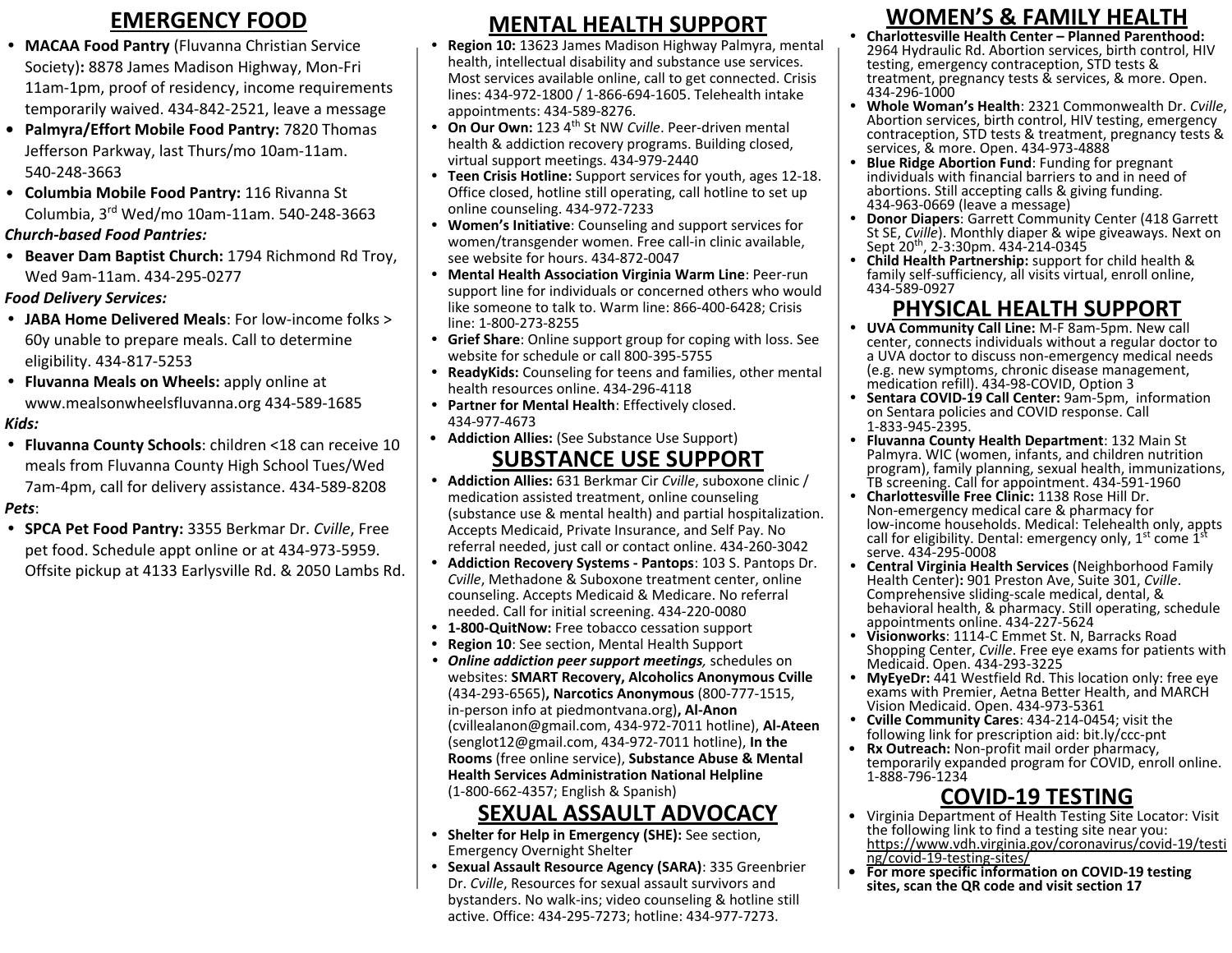## EMERGENCY FOOD

- **MACAA Food Pantry** (Fluvanna Christian Service Society)**:** 8878 James Madison Highway, Mon-Fri 11am-1pm, proof of residency, income requirements temporarily waived. 434-842-2521, leave a message
- **Palmyra/Effort Mobile Food Pantry:** 7820 Thomas Jefferson Parkway, last Thurs/mo 10am-11am. 540-248-3663
- **Columbia Mobile Food Pantry:** 116 Rivanna St Columbia, 3rd Wed/mo 10am-11am. 540-248-3663

***Church-based Food Pantries:***

- **Beaver Dam Baptist Church:** 1794 Richmond Rd Troy, Wed 9am-11am. 434-295-0277

***Food Delivery Services:***

- **JABA Home Delivered Meals**: For low-income folks > 60y unable to prepare meals. Call to determine eligibility. 434-817-5253
- **Fluvanna Meals on Wheels:** apply online at www.mealsonwheelsfluvanna.org 434-589-1685

***Kids:***

- **Fluvanna County Schools**: children <18 can receive 10 meals from Fluvanna County High School Tues/Wed 7am-4pm, call for delivery assistance. 434-589-8208

***Pets***:

- **SPCA Pet Food Pantry:** 3355 Berkmar Dr. *Cville*, Free pet food. Schedule appt online or at 434-973-5959. Offsite pickup at 4133 Earlysville Rd. & 2050 Lambs Rd.

## MENTAL HEALTH SUPPORT

- **Region 10:** 13623 James Madison Highway Palmyra, mental health, intellectual disability and substance use services. Most services available online, call to get connected. Crisis lines: 434-972-1800 / 1-866-694-1605. Telehealth intake appointments: 434-589-8276.
- **On Our Own:** 123 4th St NW *Cville*. Peer-driven mental health & addiction recovery programs. Building closed, virtual support meetings. 434-979-2440
- **Teen Crisis Hotline:** Support services for youth, ages 12-18. Office closed, hotline still operating, call hotline to set up online counseling. 434-972-7233
- **Women's Initiative**: Counseling and support services for women/transgender women. Free call-in clinic available, see website for hours. 434-872-0047
- **Mental Health Association Virginia Warm Line**: Peer-run support line for individuals or concerned others who would like someone to talk to. Warm line: 866-400-6428; Crisis line: 1-800-273-8255
- **Grief Share**: Online support group for coping with loss. See website for schedule or call 800-395-5755
- **ReadyKids:** Counseling for teens and families, other mental health resources online. 434-296-4118
- **Partner for Mental Health**: Effectively closed. 434-977-4673
- **Addiction Allies:** (See Substance Use Support)

## SUBSTANCE USE SUPPORT

- **Addiction Allies:** 631 Berkmar Cir *Cville*, suboxone clinic / medication assisted treatment, online counseling (substance use & mental health) and partial hospitalization. Accepts Medicaid, Private Insurance, and Self Pay. No referral needed, just call or contact online. 434-260-3042
- **Addiction Recovery Systems - Pantops**: 103 S. Pantops Dr. *Cville*, Methadone & Suboxone treatment center, online counseling. Accepts Medicaid & Medicare. No referral needed. Call for initial screening. 434-220-0080
- **1-800-QuitNow:** Free tobacco cessation support
- **Region 10**: See section, Mental Health Support
- ***Online addiction peer support meetings,*** schedules on websites: **SMART Recovery, Alcoholics Anonymous Cville** (434-293-6565)**, Narcotics Anonymous** (800-777-1515, in-person info at piedmontvana.org)**, Al-Anon** (cvillealanon@gmail.com, 434-972-7011 hotline), **Al-Ateen** (senglot12@gmail.com, 434-972-7011 hotline), **In the Rooms** (free online service), **Substance Abuse & Mental Health Services Administration National Helpline** (1-800-662-4357; English & Spanish)

## SEXUAL ASSAULT ADVOCACY

- **Shelter for Help in Emergency (SHE):** See section, Emergency Overnight Shelter
- **Sexual Assault Resource Agency (SARA)**: 335 Greenbrier Dr. *Cville*, Resources for sexual assault survivors and bystanders. No walk-ins; video counseling & hotline still active. Office: 434-295-7273; hotline: 434-977-7273.

## WOMEN'S & FAMILY HEALTH

- **Charlottesville Health Center – Planned Parenthood:** 2964 Hydraulic Rd. Abortion services, birth control, HIV testing, emergency contraception, STD tests & treatment, pregnancy tests & services, & more. Open. 434-296-1000
- **Whole Woman's Health**: 2321 Commonwealth Dr. *Cville*, Abortion services, birth control, HIV testing, emergency contraception, STD tests & treatment, pregnancy tests & services, & more. Open. 434-973-4888
- **Blue Ridge Abortion Fund**: Funding for pregnant individuals with financial barriers to and in need of abortions. Still accepting calls & giving funding. 434-963-0669 (leave a message)
- **Donor Diapers**: Garrett Community Center (418 Garrett St SE, *Cville*). Monthly diaper & wipe giveaways. Next on Sept 20th, 2-3:30pm. 434-214-0345
- **Child Health Partnership:** support for child health & family self-sufficiency, all visits virtual, enroll online, 434-589-0927

## PHYSICAL HEALTH SUPPORT

- **UVA Community Call Line:** M-F 8am-5pm. New call center, connects individuals without a regular doctor to a UVA doctor to discuss non-emergency medical needs (e.g. new symptoms, chronic disease management, medication refill). 434-98-COVID, Option 3
- **Sentara COVID-19 Call Center:** 9am-5pm, information on Sentara policies and COVID response. Call 1-833-945-2395.
- **Fluvanna County Health Department**: 132 Main St Palmyra. WIC (women, infants, and children nutrition program), family planning, sexual health, immunizations, TB screening. Call for appointment. 434-591-1960
- **Charlottesville Free Clinic:** 1138 Rose Hill Dr. Non-emergency medical care & pharmacy for low-income households. Medical: Telehealth only, appts call for eligibility. Dental: emergency only, 1st come 1st serve. 434-295-0008
- **Central Virginia Health Services** (Neighborhood Family Health Center)**:** 901 Preston Ave, Suite 301, *Cville*. Comprehensive sliding-scale medical, dental, & behavioral health, & pharmacy. Still operating, schedule appointments online. 434-227-5624
- **Visionworks**: 1114-C Emmet St. N, Barracks Road Shopping Center, *Cville*. Free eye exams for patients with Medicaid. Open. 434-293-3225
- **MyEyeDr:** 441 Westfield Rd. This location only: free eye exams with Premier, Aetna Better Health, and MARCH Vision Medicaid. Open. 434-973-5361
- **Cville Community Cares**: 434-214-0454; visit the following link for prescription aid: bit.ly/ccc-pnt
- **Rx Outreach:** Non-profit mail order pharmacy, temporarily expanded program for COVID, enroll online. 1-888-796-1234

## COVID-19 TESTING

- Virginia Department of Health Testing Site Locator: Visit the following link to find a testing site near you: https://www.vdh.virginia.gov/coronavirus/covid-19/testing/covid-19-testing-sites/
- **For more specific information on COVID-19 testing sites, scan the QR code and visit section 17**